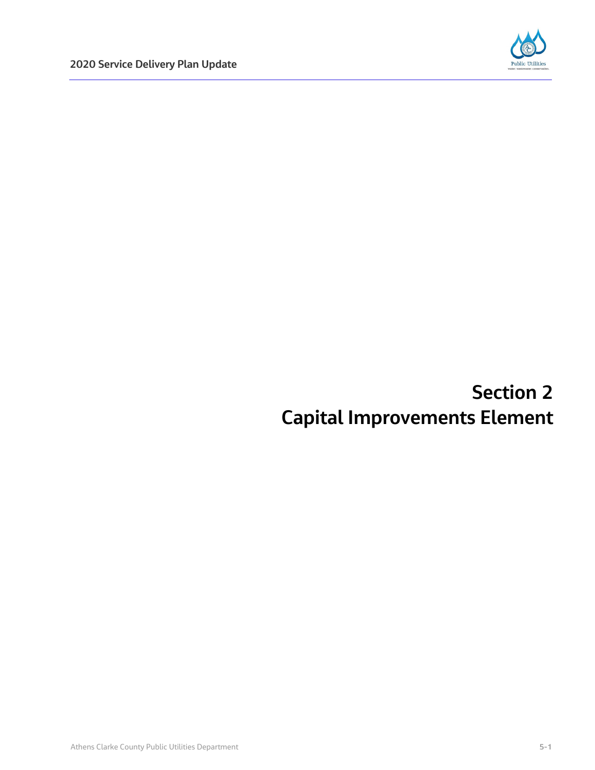# Section 2
# Capital Improvements Element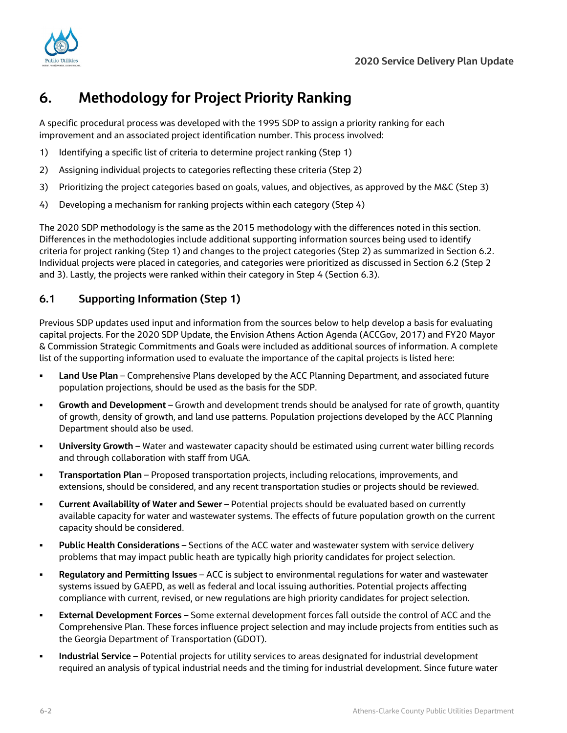# 6. Methodology for Project Priority Ranking

A specific procedural process was developed with the 1995 SDP to assign a priority ranking for each improvement and an associated project identification number. This process involved:

1) Identifying a specific list of criteria to determine project ranking (Step 1)
2) Assigning individual projects to categories reflecting these criteria (Step 2)
3) Prioritizing the project categories based on goals, values, and objectives, as approved by the M&C (Step 3)
4) Developing a mechanism for ranking projects within each category (Step 4)

The 2020 SDP methodology is the same as the 2015 methodology with the differences noted in this section. Differences in the methodologies include additional supporting information sources being used to identify criteria for project ranking (Step 1) and changes to the project categories (Step 2) as summarized in Section 6.2. Individual projects were placed in categories, and categories were prioritized as discussed in Section 6.2 (Step 2 and 3). Lastly, the projects were ranked within their category in Step 4 (Section 6.3).

## 6.1 Supporting Information (Step 1)

Previous SDP updates used input and information from the sources below to help develop a basis for evaluating capital projects. For the 2020 SDP Update, the Envision Athens Action Agenda (ACCGov, 2017) and FY20 Mayor & Commission Strategic Commitments and Goals were included as additional sources of information. A complete list of the supporting information used to evaluate the importance of the capital projects is listed here:

- **Land Use Plan** – Comprehensive Plans developed by the ACC Planning Department, and associated future population projections, should be used as the basis for the SDP.
- **Growth and Development** – Growth and development trends should be analysed for rate of growth, quantity of growth, density of growth, and land use patterns. Population projections developed by the ACC Planning Department should also be used.
- **University Growth** – Water and wastewater capacity should be estimated using current water billing records and through collaboration with staff from UGA.
- **Transportation Plan** – Proposed transportation projects, including relocations, improvements, and extensions, should be considered, and any recent transportation studies or projects should be reviewed.
- **Current Availability of Water and Sewer** – Potential projects should be evaluated based on currently available capacity for water and wastewater systems. The effects of future population growth on the current capacity should be considered.
- **Public Health Considerations** – Sections of the ACC water and wastewater system with service delivery problems that may impact public heath are typically high priority candidates for project selection.
- **Regulatory and Permitting Issues** – ACC is subject to environmental regulations for water and wastewater systems issued by GAEPD, as well as federal and local issuing authorities. Potential projects affecting compliance with current, revised, or new regulations are high priority candidates for project selection.
- **External Development Forces** – Some external development forces fall outside the control of ACC and the Comprehensive Plan. These forces influence project selection and may include projects from entities such as the Georgia Department of Transportation (GDOT).
- **Industrial Service** – Potential projects for utility services to areas designated for industrial development required an analysis of typical industrial needs and the timing for industrial development. Since future water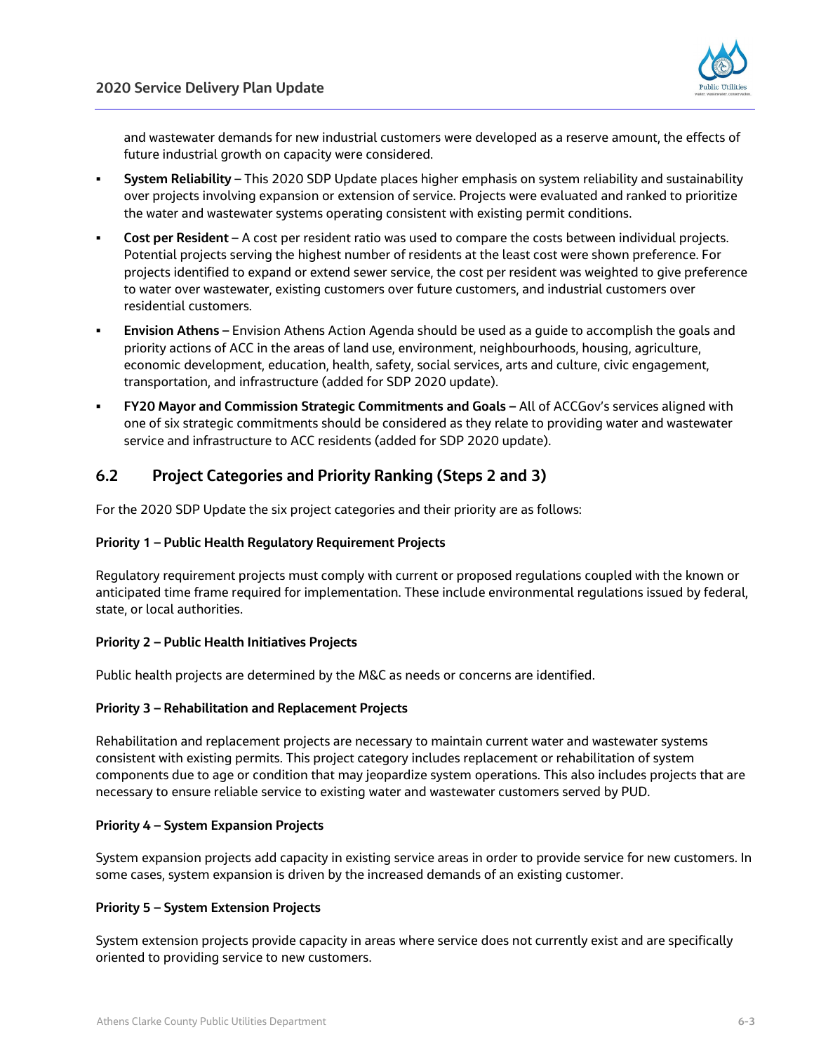and wastewater demands for new industrial customers were developed as a reserve amount, the effects of future industrial growth on capacity were considered.

- **System Reliability** – This 2020 SDP Update places higher emphasis on system reliability and sustainability over projects involving expansion or extension of service. Projects were evaluated and ranked to prioritize the water and wastewater systems operating consistent with existing permit conditions.
- **Cost per Resident** – A cost per resident ratio was used to compare the costs between individual projects. Potential projects serving the highest number of residents at the least cost were shown preference. For projects identified to expand or extend sewer service, the cost per resident was weighted to give preference to water over wastewater, existing customers over future customers, and industrial customers over residential customers.
- **Envision Athens –** Envision Athens Action Agenda should be used as a guide to accomplish the goals and priority actions of ACC in the areas of land use, environment, neighbourhoods, housing, agriculture, economic development, education, health, safety, social services, arts and culture, civic engagement, transportation, and infrastructure (added for SDP 2020 update).
- **FY20 Mayor and Commission Strategic Commitments and Goals –** All of ACCGov's services aligned with one of six strategic commitments should be considered as they relate to providing water and wastewater service and infrastructure to ACC residents (added for SDP 2020 update).

## 6.2 Project Categories and Priority Ranking (Steps 2 and 3)

For the 2020 SDP Update the six project categories and their priority are as follows:

**Priority 1 – Public Health Regulatory Requirement Projects**

Regulatory requirement projects must comply with current or proposed regulations coupled with the known or anticipated time frame required for implementation. These include environmental regulations issued by federal, state, or local authorities.

**Priority 2 – Public Health Initiatives Projects**

Public health projects are determined by the M&C as needs or concerns are identified.

**Priority 3 – Rehabilitation and Replacement Projects**

Rehabilitation and replacement projects are necessary to maintain current water and wastewater systems consistent with existing permits. This project category includes replacement or rehabilitation of system components due to age or condition that may jeopardize system operations. This also includes projects that are necessary to ensure reliable service to existing water and wastewater customers served by PUD.

**Priority 4 – System Expansion Projects**

System expansion projects add capacity in existing service areas in order to provide service for new customers. In some cases, system expansion is driven by the increased demands of an existing customer.

**Priority 5 – System Extension Projects**

System extension projects provide capacity in areas where service does not currently exist and are specifically oriented to providing service to new customers.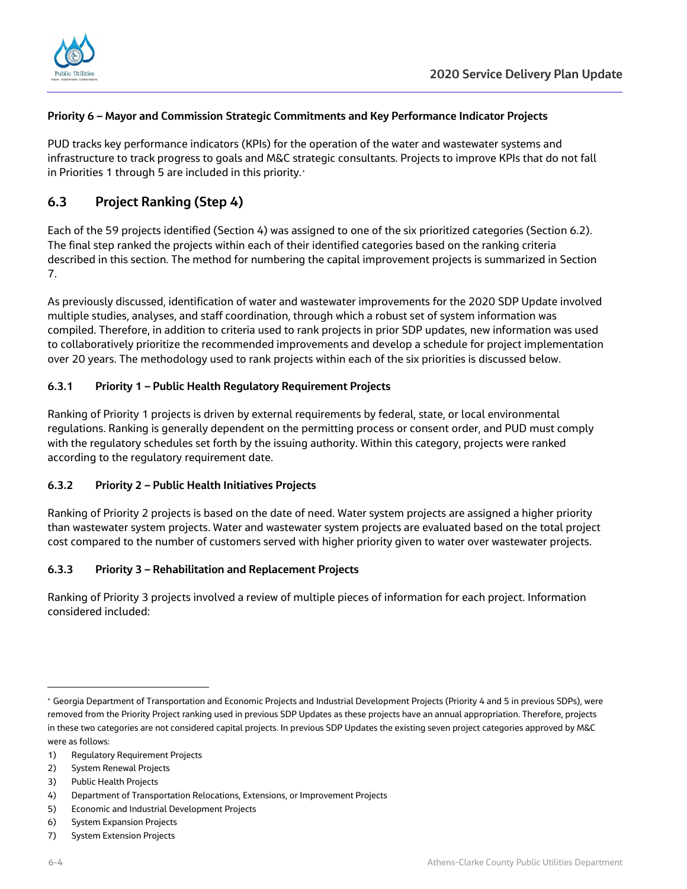**Priority 6 – Mayor and Commission Strategic Commitments and Key Performance Indicator Projects**

PUD tracks key performance indicators (KPIs) for the operation of the water and wastewater systems and infrastructure to track progress to goals and M&C strategic consultants. Projects to improve KPIs that do not fall in Priorities 1 through 5 are included in this priority.[*]

## 6.3 Project Ranking (Step 4)

Each of the 59 projects identified (Section 4) was assigned to one of the six prioritized categories (Section 6.2). The final step ranked the projects within each of their identified categories based on the ranking criteria described in this section. The method for numbering the capital improvement projects is summarized in Section 7.

As previously discussed, identification of water and wastewater improvements for the 2020 SDP Update involved multiple studies, analyses, and staff coordination, through which a robust set of system information was compiled. Therefore, in addition to criteria used to rank projects in prior SDP updates, new information was used to collaboratively prioritize the recommended improvements and develop a schedule for project implementation over 20 years. The methodology used to rank projects within each of the six priorities is discussed below.

### 6.3.1 Priority 1 – Public Health Regulatory Requirement Projects

Ranking of Priority 1 projects is driven by external requirements by federal, state, or local environmental regulations. Ranking is generally dependent on the permitting process or consent order, and PUD must comply with the regulatory schedules set forth by the issuing authority. Within this category, projects were ranked according to the regulatory requirement date.

### 6.3.2 Priority 2 – Public Health Initiatives Projects

Ranking of Priority 2 projects is based on the date of need. Water system projects are assigned a higher priority than wastewater system projects. Water and wastewater system projects are evaluated based on the total project cost compared to the number of customers served with higher priority given to water over wastewater projects.

### 6.3.3 Priority 3 – Rehabilitation and Replacement Projects

Ranking of Priority 3 projects involved a review of multiple pieces of information for each project. Information considered included:

---

[*] Georgia Department of Transportation and Economic Projects and Industrial Development Projects (Priority 4 and 5 in previous SDPs), were removed from the Priority Project ranking used in previous SDP Updates as these projects have an annual appropriation. Therefore, projects in these two categories are not considered capital projects. In previous SDP Updates the existing seven project categories approved by M&C were as follows:

1) Regulatory Requirement Projects
2) System Renewal Projects
3) Public Health Projects
4) Department of Transportation Relocations, Extensions, or Improvement Projects
5) Economic and Industrial Development Projects
6) System Expansion Projects
7) System Extension Projects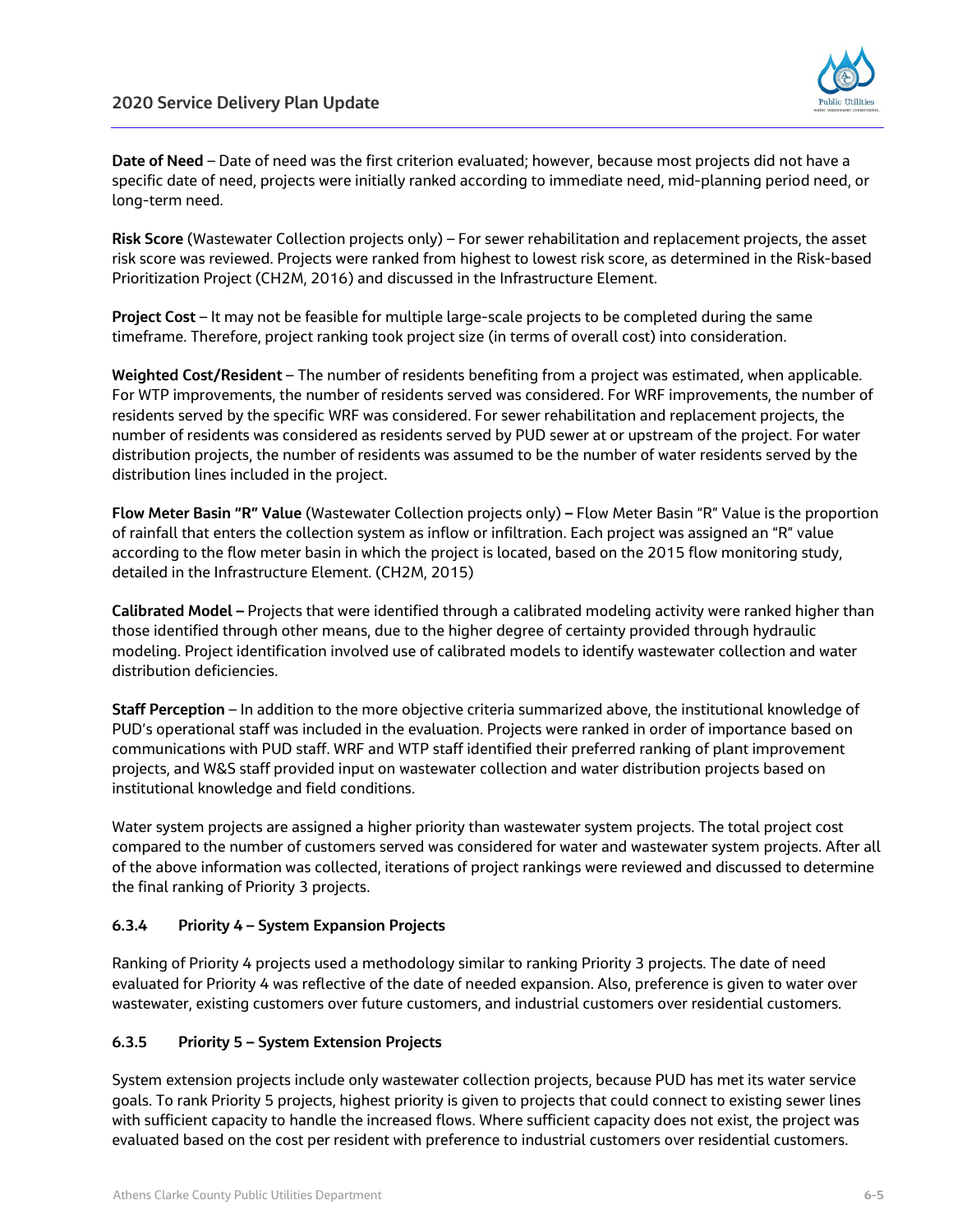**Date of Need** – Date of need was the first criterion evaluated; however, because most projects did not have a specific date of need, projects were initially ranked according to immediate need, mid-planning period need, or long-term need.

**Risk Score** (Wastewater Collection projects only) – For sewer rehabilitation and replacement projects, the asset risk score was reviewed. Projects were ranked from highest to lowest risk score, as determined in the Risk-based Prioritization Project (CH2M, 2016) and discussed in the Infrastructure Element.

**Project Cost** – It may not be feasible for multiple large-scale projects to be completed during the same timeframe. Therefore, project ranking took project size (in terms of overall cost) into consideration.

**Weighted Cost/Resident** – The number of residents benefiting from a project was estimated, when applicable. For WTP improvements, the number of residents served was considered. For WRF improvements, the number of residents served by the specific WRF was considered. For sewer rehabilitation and replacement projects, the number of residents was considered as residents served by PUD sewer at or upstream of the project. For water distribution projects, the number of residents was assumed to be the number of water residents served by the distribution lines included in the project.

**Flow Meter Basin "R" Value** (Wastewater Collection projects only) **–** Flow Meter Basin "R" Value is the proportion of rainfall that enters the collection system as inflow or infiltration. Each project was assigned an "R" value according to the flow meter basin in which the project is located, based on the 2015 flow monitoring study, detailed in the Infrastructure Element. (CH2M, 2015)

**Calibrated Model –** Projects that were identified through a calibrated modeling activity were ranked higher than those identified through other means, due to the higher degree of certainty provided through hydraulic modeling. Project identification involved use of calibrated models to identify wastewater collection and water distribution deficiencies.

**Staff Perception** – In addition to the more objective criteria summarized above, the institutional knowledge of PUD's operational staff was included in the evaluation. Projects were ranked in order of importance based on communications with PUD staff. WRF and WTP staff identified their preferred ranking of plant improvement projects, and W&S staff provided input on wastewater collection and water distribution projects based on institutional knowledge and field conditions.

Water system projects are assigned a higher priority than wastewater system projects. The total project cost compared to the number of customers served was considered for water and wastewater system projects. After all of the above information was collected, iterations of project rankings were reviewed and discussed to determine the final ranking of Priority 3 projects.

### 6.3.4 Priority 4 – System Expansion Projects

Ranking of Priority 4 projects used a methodology similar to ranking Priority 3 projects. The date of need evaluated for Priority 4 was reflective of the date of needed expansion. Also, preference is given to water over wastewater, existing customers over future customers, and industrial customers over residential customers.

### 6.3.5 Priority 5 – System Extension Projects

System extension projects include only wastewater collection projects, because PUD has met its water service goals. To rank Priority 5 projects, highest priority is given to projects that could connect to existing sewer lines with sufficient capacity to handle the increased flows. Where sufficient capacity does not exist, the project was evaluated based on the cost per resident with preference to industrial customers over residential customers.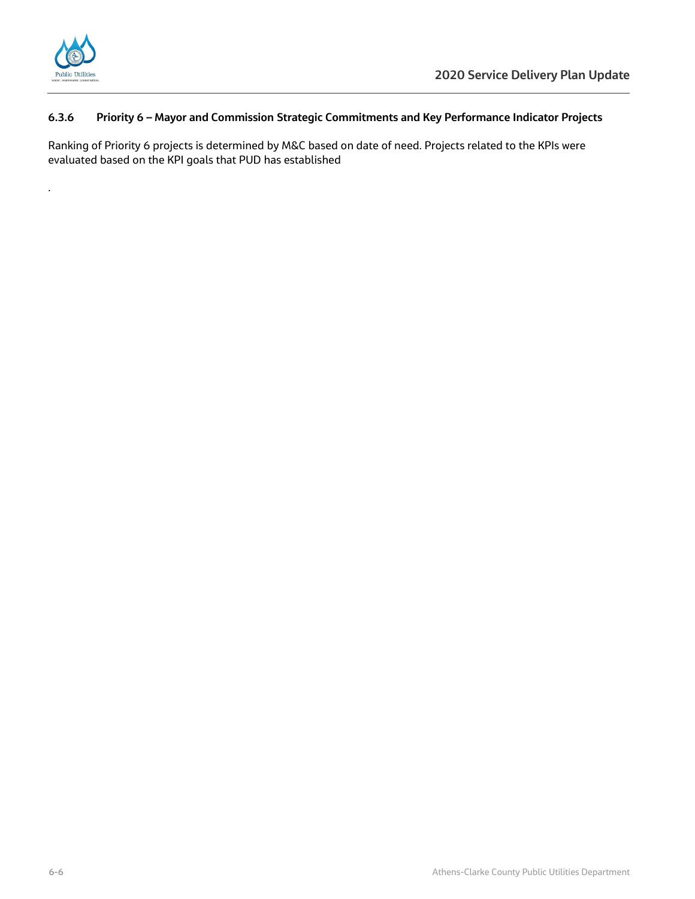### 6.3.6 Priority 6 – Mayor and Commission Strategic Commitments and Key Performance Indicator Projects

Ranking of Priority 6 projects is determined by M&C based on date of need. Projects related to the KPIs were evaluated based on the KPI goals that PUD has established

.